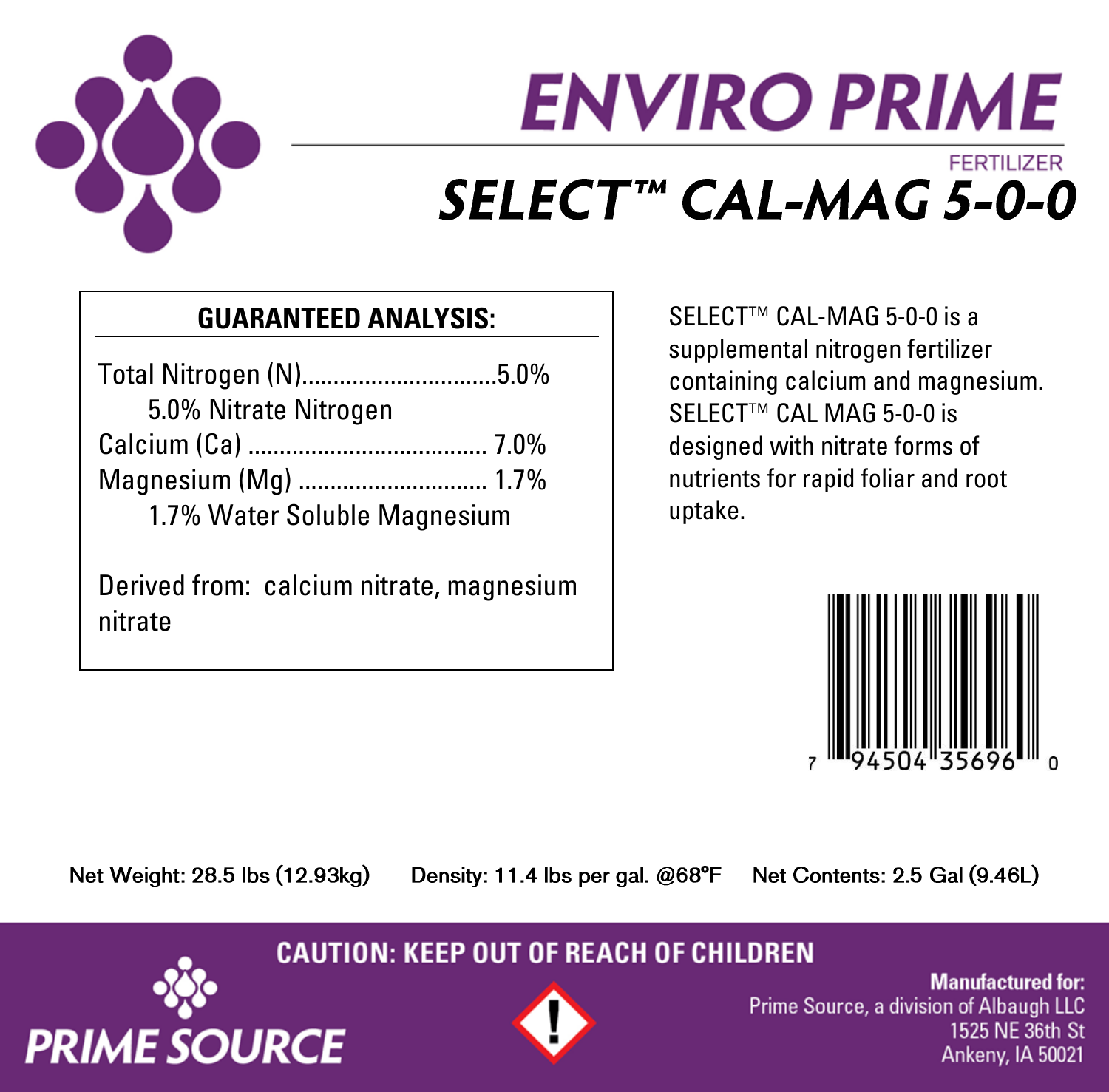# ENVIRO PRIME

FERTILIZER

## SELECT™ CAL-MAG 5-0-0

**GUARANTEED ANALYSIS:**

Total Nitrogen (N)................................5.0%
  5.0% Nitrate Nitrogen
Calcium (Ca) ...................................... 7.0%
Magnesium (Mg) .............................. 1.7%
  1.7% Water Soluble Magnesium

Derived from: calcium nitrate, magnesium nitrate

SELECT™ CAL-MAG 5-0-0 is a supplemental nitrogen fertilizer containing calcium and magnesium. SELECT™ CAL MAG 5-0-0 is designed with nitrate forms of nutrients for rapid foliar and root uptake.

7 94504 35696 0

Net Weight: 28.5 lbs (12.93kg)   Density: 11.4 lbs per gal. @68°F   Net Contents: 2.5 Gal (9.46L)

**CAUTION: KEEP OUT OF REACH OF CHILDREN**

PRIME SOURCE

**Manufactured for:**
Prime Source, a division of Albaugh LLC
1525 NE 36th St
Ankeny, IA 50021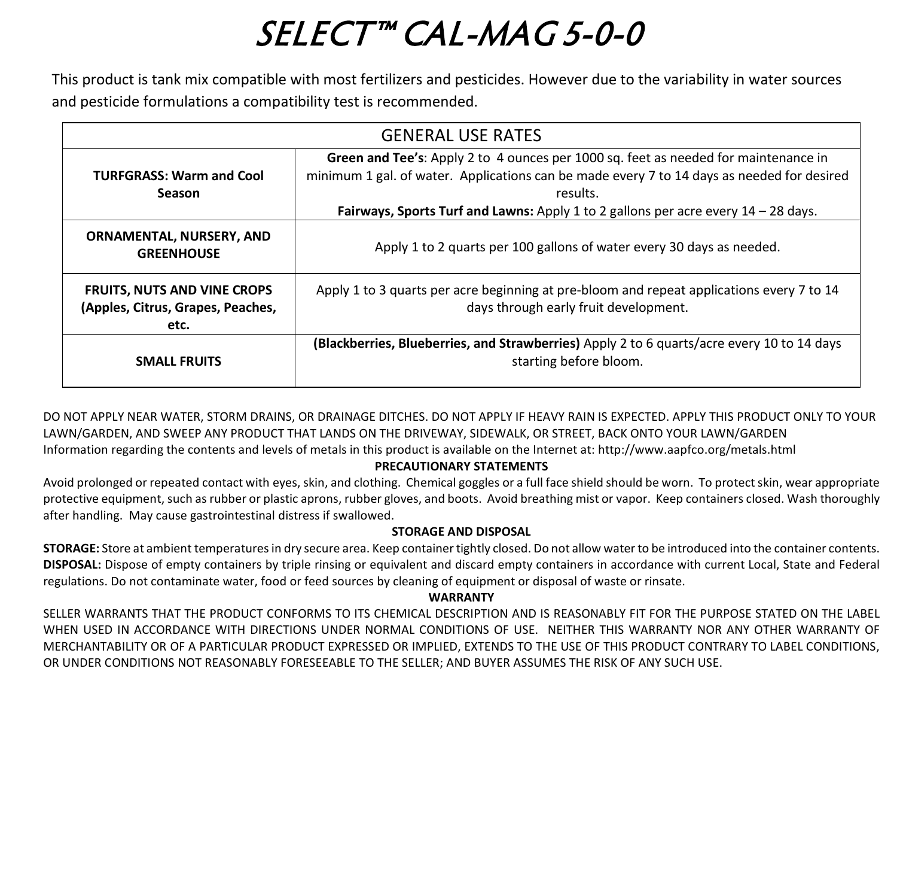# SELECT™ CAL-MAG 5-0-0

This product is tank mix compatible with most fertilizers and pesticides. However due to the variability in water sources and pesticide formulations a compatibility test is recommended.

| GENERAL USE RATES | |
|---|---|
| **TURFGRASS: Warm and Cool Season** | **Green and Tee's**: Apply 2 to 4 ounces per 1000 sq. feet as needed for maintenance in minimum 1 gal. of water. Applications can be made every 7 to 14 days as needed for desired results. **Fairways, Sports Turf and Lawns:** Apply 1 to 2 gallons per acre every 14 – 28 days. |
| **ORNAMENTAL, NURSERY, AND GREENHOUSE** | Apply 1 to 2 quarts per 100 gallons of water every 30 days as needed. |
| **FRUITS, NUTS AND VINE CROPS (Apples, Citrus, Grapes, Peaches, etc.** | Apply 1 to 3 quarts per acre beginning at pre-bloom and repeat applications every 7 to 14 days through early fruit development. |
| **SMALL FRUITS** | **(Blackberries, Blueberries, and Strawberries)** Apply 2 to 6 quarts/acre every 10 to 14 days starting before bloom. |

DO NOT APPLY NEAR WATER, STORM DRAINS, OR DRAINAGE DITCHES. DO NOT APPLY IF HEAVY RAIN IS EXPECTED. APPLY THIS PRODUCT ONLY TO YOUR LAWN/GARDEN, AND SWEEP ANY PRODUCT THAT LANDS ON THE DRIVEWAY, SIDEWALK, OR STREET, BACK ONTO YOUR LAWN/GARDEN
Information regarding the contents and levels of metals in this product is available on the Internet at: http://www.aapfco.org/metals.html

**PRECAUTIONARY STATEMENTS**

Avoid prolonged or repeated contact with eyes, skin, and clothing. Chemical goggles or a full face shield should be worn. To protect skin, wear appropriate protective equipment, such as rubber or plastic aprons, rubber gloves, and boots. Avoid breathing mist or vapor. Keep containers closed. Wash thoroughly after handling. May cause gastrointestinal distress if swallowed.

**STORAGE AND DISPOSAL**

**STORAGE:** Store at ambient temperatures in dry secure area. Keep container tightly closed. Do not allow water to be introduced into the container contents.
**DISPOSAL:** Dispose of empty containers by triple rinsing or equivalent and discard empty containers in accordance with current Local, State and Federal regulations. Do not contaminate water, food or feed sources by cleaning of equipment or disposal of waste or rinsate.

**WARRANTY**

SELLER WARRANTS THAT THE PRODUCT CONFORMS TO ITS CHEMICAL DESCRIPTION AND IS REASONABLY FIT FOR THE PURPOSE STATED ON THE LABEL WHEN USED IN ACCORDANCE WITH DIRECTIONS UNDER NORMAL CONDITIONS OF USE. NEITHER THIS WARRANTY NOR ANY OTHER WARRANTY OF MERCHANTABILITY OR OF A PARTICULAR PRODUCT EXPRESSED OR IMPLIED, EXTENDS TO THE USE OF THIS PRODUCT CONTRARY TO LABEL CONDITIONS, OR UNDER CONDITIONS NOT REASONABLY FORESEEABLE TO THE SELLER; AND BUYER ASSUMES THE RISK OF ANY SUCH USE.